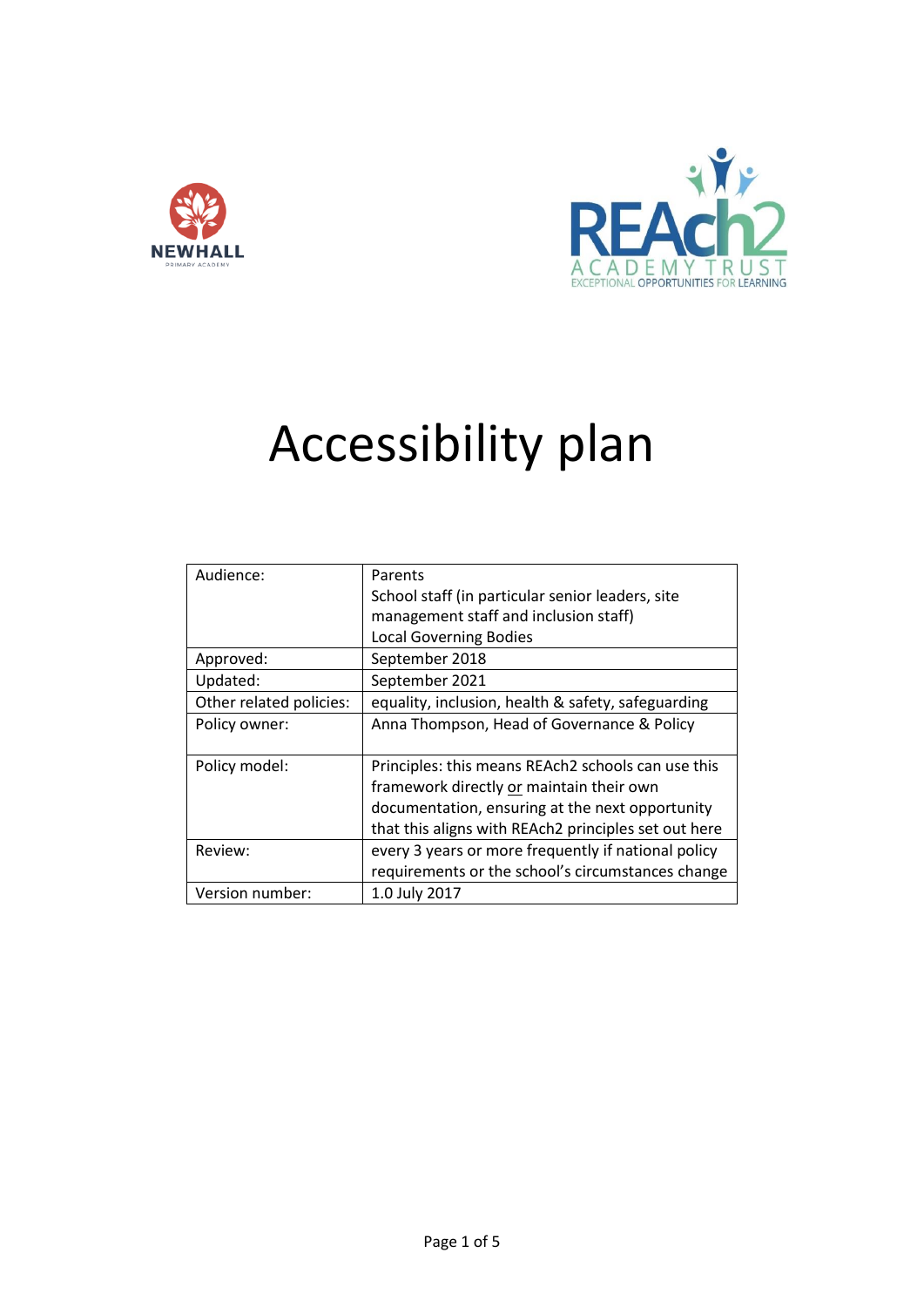NEWHALL PRIMARY ACADEMY

REAch2 ACADEMY TRUST EXCEPTIONAL OPPORTUNITIES FOR LEARNING

# Accessibility plan

| | |
|---|---|
| Audience: | Parents<br>School staff (in particular senior leaders, site management staff and inclusion staff)<br>Local Governing Bodies |
| Approved: | September 2018 |
| Updated: | September 2021 |
| Other related policies: | equality, inclusion, health & safety, safeguarding |
| Policy owner: | Anna Thompson, Head of Governance & Policy |
| Policy model: | Principles: this means REAch2 schools can use this framework directly <u>or</u> maintain their own documentation, ensuring at the next opportunity that this aligns with REAch2 principles set out here |
| Review: | every 3 years or more frequently if national policy requirements or the school's circumstances change |
| Version number: | 1.0 July 2017 |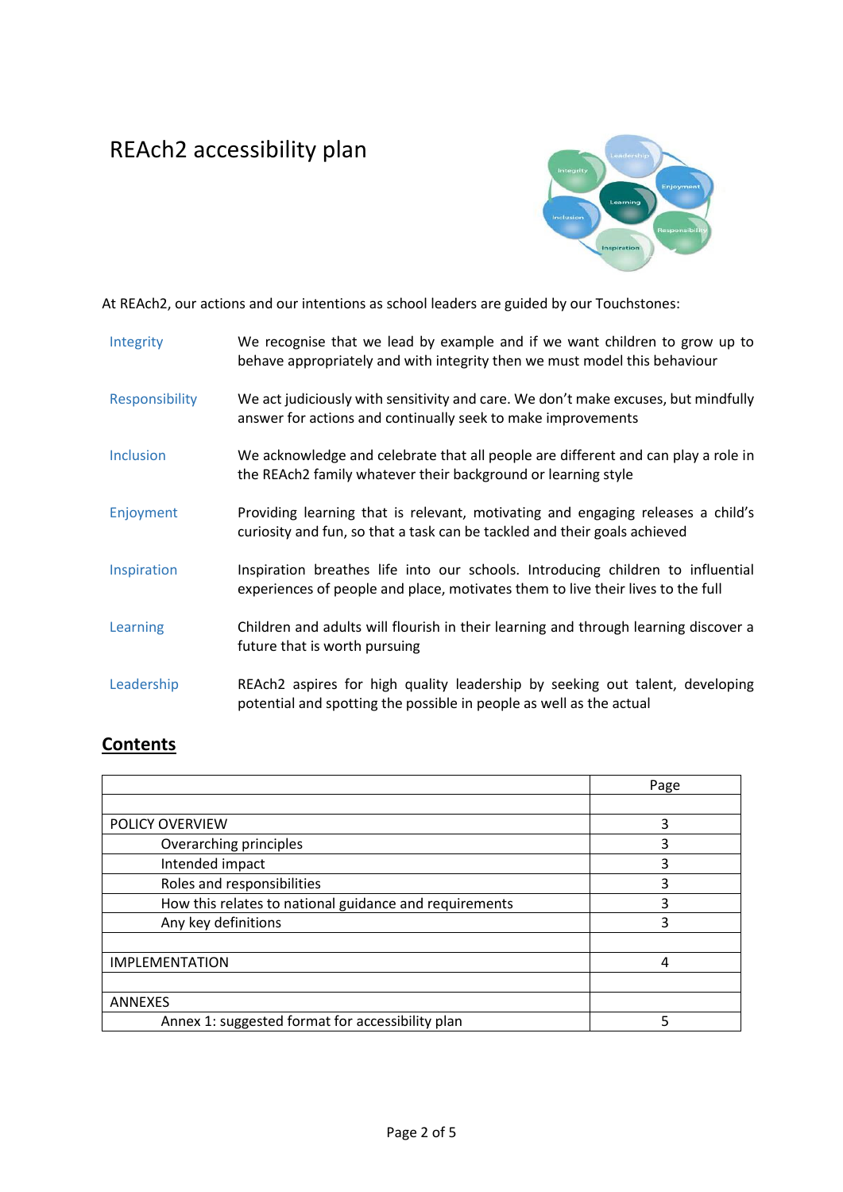# REAch2 accessibility plan

At REAch2, our actions and our intentions as school leaders are guided by our Touchstones:

| | |
|---|---|
| Integrity | We recognise that we lead by example and if we want children to grow up to behave appropriately and with integrity then we must model this behaviour |
| Responsibility | We act judiciously with sensitivity and care. We don't make excuses, but mindfully answer for actions and continually seek to make improvements |
| Inclusion | We acknowledge and celebrate that all people are different and can play a role in the REAch2 family whatever their background or learning style |
| Enjoyment | Providing learning that is relevant, motivating and engaging releases a child's curiosity and fun, so that a task can be tackled and their goals achieved |
| Inspiration | Inspiration breathes life into our schools. Introducing children to influential experiences of people and place, motivates them to live their lives to the full |
| Learning | Children and adults will flourish in their learning and through learning discover a future that is worth pursuing |
| Leadership | REAch2 aspires for high quality leadership by seeking out talent, developing potential and spotting the possible in people as well as the actual |

## Contents

| | Page |
|---|---|
| | |
| POLICY OVERVIEW | 3 |
| Overarching principles | 3 |
| Intended impact | 3 |
| Roles and responsibilities | 3 |
| How this relates to national guidance and requirements | 3 |
| Any key definitions | 3 |
| | |
| IMPLEMENTATION | 4 |
| | |
| ANNEXES | |
| Annex 1: suggested format for accessibility plan | 5 |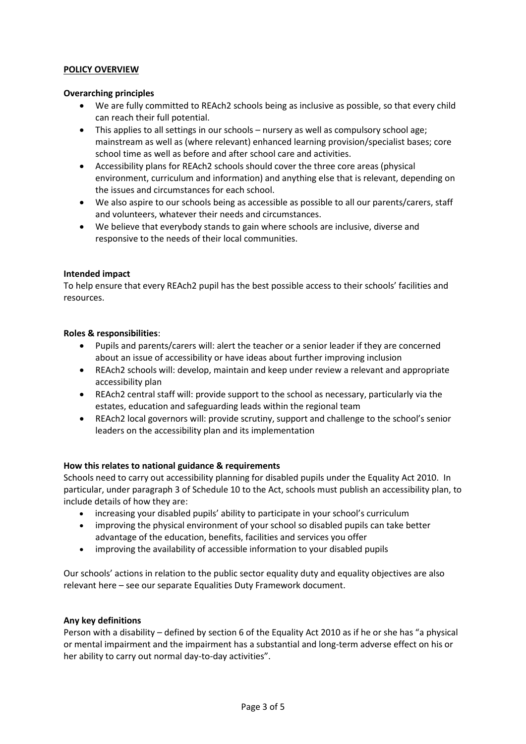## POLICY OVERVIEW

### Overarching principles

- We are fully committed to REAch2 schools being as inclusive as possible, so that every child can reach their full potential.
- This applies to all settings in our schools – nursery as well as compulsory school age; mainstream as well as (where relevant) enhanced learning provision/specialist bases; core school time as well as before and after school care and activities.
- Accessibility plans for REAch2 schools should cover the three core areas (physical environment, curriculum and information) and anything else that is relevant, depending on the issues and circumstances for each school.
- We also aspire to our schools being as accessible as possible to all our parents/carers, staff and volunteers, whatever their needs and circumstances.
- We believe that everybody stands to gain where schools are inclusive, diverse and responsive to the needs of their local communities.

### Intended impact

To help ensure that every REAch2 pupil has the best possible access to their schools' facilities and resources.

### Roles & responsibilities:

- Pupils and parents/carers will: alert the teacher or a senior leader if they are concerned about an issue of accessibility or have ideas about further improving inclusion
- REAch2 schools will: develop, maintain and keep under review a relevant and appropriate accessibility plan
- REAch2 central staff will: provide support to the school as necessary, particularly via the estates, education and safeguarding leads within the regional team
- REAch2 local governors will: provide scrutiny, support and challenge to the school's senior leaders on the accessibility plan and its implementation

### How this relates to national guidance & requirements

Schools need to carry out accessibility planning for disabled pupils under the Equality Act 2010. In particular, under paragraph 3 of Schedule 10 to the Act, schools must publish an accessibility plan, to include details of how they are:

- increasing your disabled pupils' ability to participate in your school's curriculum
- improving the physical environment of your school so disabled pupils can take better advantage of the education, benefits, facilities and services you offer
- improving the availability of accessible information to your disabled pupils

Our schools' actions in relation to the public sector equality duty and equality objectives are also relevant here – see our separate Equalities Duty Framework document.

### Any key definitions

Person with a disability – defined by section 6 of the Equality Act 2010 as if he or she has "a physical or mental impairment and the impairment has a substantial and long-term adverse effect on his or her ability to carry out normal day-to-day activities".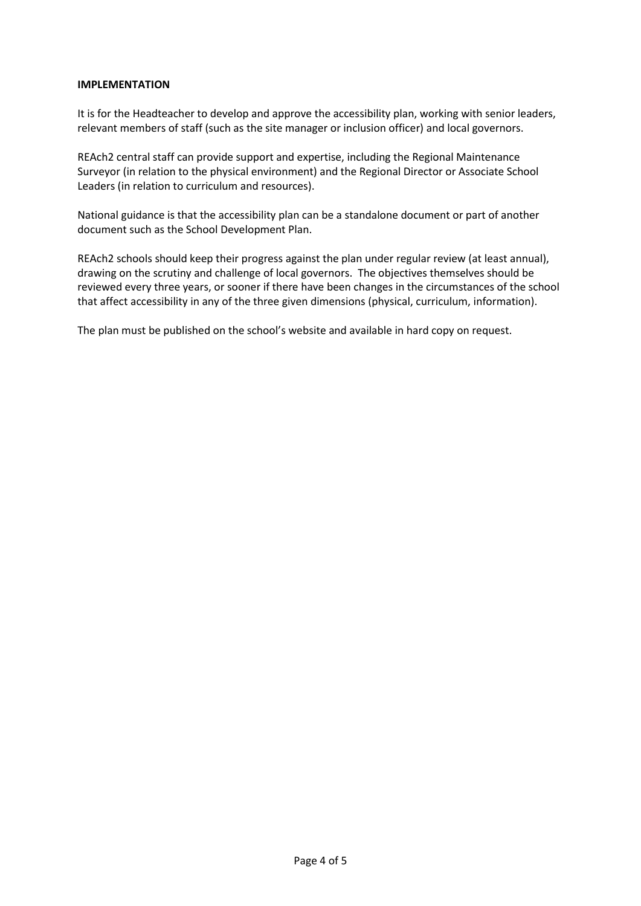**IMPLEMENTATION**

It is for the Headteacher to develop and approve the accessibility plan, working with senior leaders, relevant members of staff (such as the site manager or inclusion officer) and local governors.

REAch2 central staff can provide support and expertise, including the Regional Maintenance Surveyor (in relation to the physical environment) and the Regional Director or Associate School Leaders (in relation to curriculum and resources).

National guidance is that the accessibility plan can be a standalone document or part of another document such as the School Development Plan.

REAch2 schools should keep their progress against the plan under regular review (at least annual), drawing on the scrutiny and challenge of local governors. The objectives themselves should be reviewed every three years, or sooner if there have been changes in the circumstances of the school that affect accessibility in any of the three given dimensions (physical, curriculum, information).

The plan must be published on the school's website and available in hard copy on request.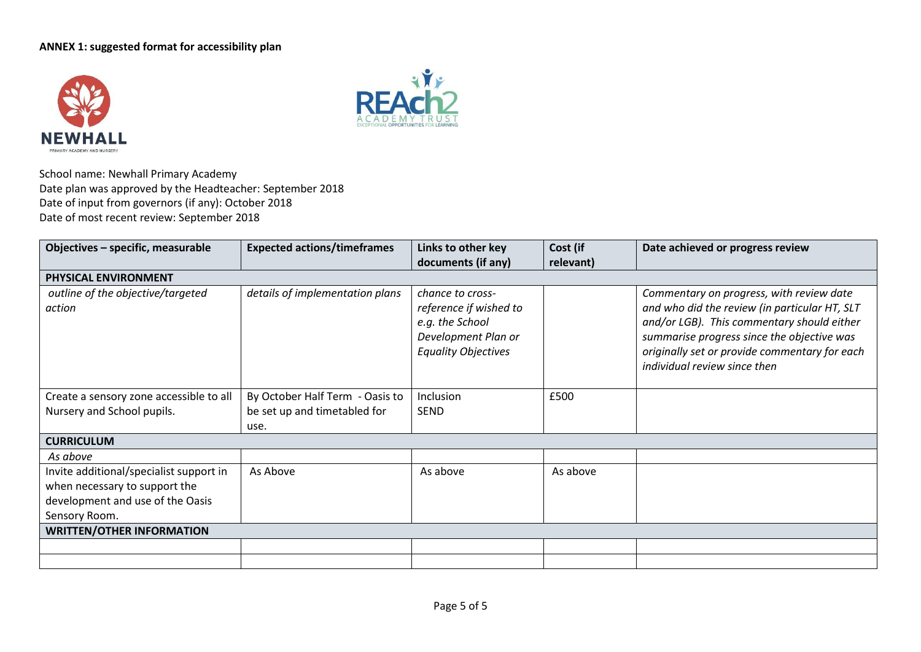**ANNEX 1: suggested format for accessibility plan**

School name: Newhall Primary Academy
Date plan was approved by the Headteacher: September 2018
Date of input from governors (if any): October 2018
Date of most recent review: September 2018

| Objectives – specific, measurable | Expected actions/timeframes | Links to other key documents (if any) | Cost (if relevant) | Date achieved or progress review |
|---|---|---|---|---|
| **PHYSICAL ENVIRONMENT** | | | | |
| *outline of the objective/targeted action* | *details of implementation plans* | *chance to cross-reference if wished to e.g. the School Development Plan or Equality Objectives* | | *Commentary on progress, with review date and who did the review (in particular HT, SLT and/or LGB). This commentary should either summarise progress since the objective was originally set or provide commentary for each individual review since then* |
| Create a sensory zone accessible to all Nursery and School pupils. | By October Half Term - Oasis to be set up and timetabled for use. | Inclusion<br>SEND | £500 | |
| **CURRICULUM** | | | | |
| *As above* | | | | |
| Invite additional/specialist support in when necessary to support the development and use of the Oasis Sensory Room. | As Above | As above | As above | |
| **WRITTEN/OTHER INFORMATION** | | | | |
| | | | | |
| | | | | |